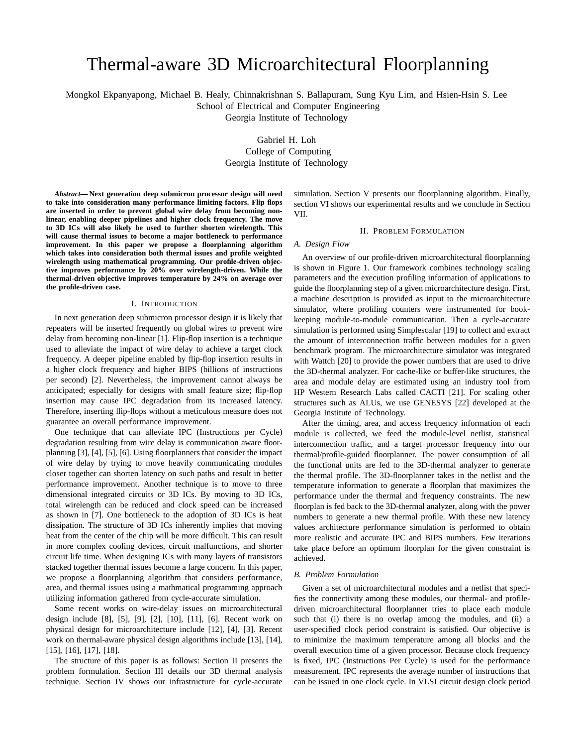# Thermal-aware 3D Microarchitectural Floorplanning

Mongkol Ekpanyapong, Michael B. Healy, Chinnakrishnan S. Ballapuram, Sung Kyu Lim, and Hsien-Hsin S. Lee
School of Electrical and Computer Engineering
Georgia Institute of Technology

Gabriel H. Loh
College of Computing
Georgia Institute of Technology

***Abstract*— Next generation deep submicron processor design will need to take into consideration many performance limiting factors. Flip flops are inserted in order to prevent global wire delay from becoming non-linear, enabling deeper pipelines and higher clock frequency. The move to 3D ICs will also likely be used to further shorten wirelength. This will cause thermal issues to become a major bottleneck to performance improvement. In this paper we propose a floorplanning algorithm which takes into consideration both thermal issues and profile weighted wirelength using mathematical programming. Our profile-driven objective improves performance by 20% over wirelength-driven. While the thermal-driven objective improves temperature by 24% on average over the profile-driven case.**

## I. Introduction

In next generation deep submicron processor design it is likely that repeaters will be inserted frequently on global wires to prevent wire delay from becoming non-linear [1]. Flip-flop insertion is a technique used to alleviate the impact of wire delay to achieve a target clock frequency. A deeper pipeline enabled by flip-flop insertion results in a higher clock frequency and higher BIPS (billions of instructions per second) [2]. Nevertheless, the improvement cannot always be anticipated; especially for designs with small feature size; flip-flop insertion may cause IPC degradation from its increased latency. Therefore, inserting flip-flops without a meticulous measure does not guarantee an overall performance improvement.

One technique that can alleviate IPC (Instructions per Cycle) degradation resulting from wire delay is communication aware floorplanning [3], [4], [5], [6]. Using floorplanners that consider the impact of wire delay by trying to move heavily communicating modules closer together can shorten latency on such paths and result in better performance improvement. Another technique is to move to three dimensional integrated circuits or 3D ICs. By moving to 3D ICs, total wirelength can be reduced and clock speed can be increased as shown in [7]. One bottleneck to the adoption of 3D ICs is heat dissipation. The structure of 3D ICs inherently implies that moving heat from the center of the chip will be more difficult. This can result in more complex cooling devices, circuit malfunctions, and shorter circuit life time. When designing ICs with many layers of transistors stacked together thermal issues become a large concern. In this paper, we propose a floorplanning algorithm that considers performance, area, and thermal issues using a mathmatical programming approach utilizing information gathered from cycle-accurate simulation.

Some recent works on wire-delay issues on microarchitectural design include [8], [5], [9], [2], [10], [11], [6]. Recent work on physical design for microarchitecture include [12], [4], [3]. Recent work on thermal-aware physical design algorithms include [13], [14], [15], [16], [17], [18].

The structure of this paper is as follows: Section II presents the problem formulation. Section III details our 3D thermal analysis technique. Section IV shows our infrastructure for cycle-accurate simulation. Section V presents our floorplanning algorithm. Finally, section VI shows our experimental results and we conclude in Section VII.

## II. Problem Formulation

### A. Design Flow

An overview of our profile-driven microarchitectural floorplanning is shown in Figure 1. Our framework combines technology scaling parameters and the execution profiling information of applications to guide the floorplanning step of a given microarchitecture design. First, a machine description is provided as input to the microarchitecture simulator, where profiling counters were instrumented for book-keeping module-to-module communication. Then a cycle-accurate simulation is performed using Simplescalar [19] to collect and extract the amount of interconnection traffic between modules for a given benchmark program. The microarchitecture simulator was integrated with Wattch [20] to provide the power numbers that are used to drive the 3D-thermal analyzer. For cache-like or buffer-like structures, the area and module delay are estimated using an industry tool from HP Western Research Labs called CACTI [21]. For scaling other structures such as ALUs, we use GENESYS [22] developed at the Georgia Institute of Technology.

After the timing, area, and access frequency information of each module is collected, we feed the module-level netlist, statistical interconnection traffic, and a target processor frequency into our thermal/profile-guided floorplanner. The power consumption of all the functional units are fed to the 3D-thermal analyzer to generate the thermal profile. The 3D-floorplanner takes in the netlist and the temperature information to generate a floorplan that maximizes the performance under the thermal and frequency constraints. The new floorplan is fed back to the 3D-thermal analyzer, along with the power numbers to generate a new thermal profile. With these new latency values architecture performance simulation is performed to obtain more realistic and accurate IPC and BIPS numbers. Few iterations take place before an optimum floorplan for the given constraint is achieved.

### B. Problem Formulation

Given a set of microarchitectural modules and a netlist that specifies the connectivity among these modules, our thermal- and profile-driven microarchitectural floorplanner tries to place each module such that (i) there is no overlap among the modules, and (ii) a user-specified clock period constraint is satisfied. Our objective is to minimize the maximum temperature among all blocks and the overall execution time of a given processor. Because clock frequency is fixed, IPC (Instructions Per Cycle) is used for the performance measurement. IPC represents the average number of instructions that can be issued in one clock cycle. In VLSI circuit design clock period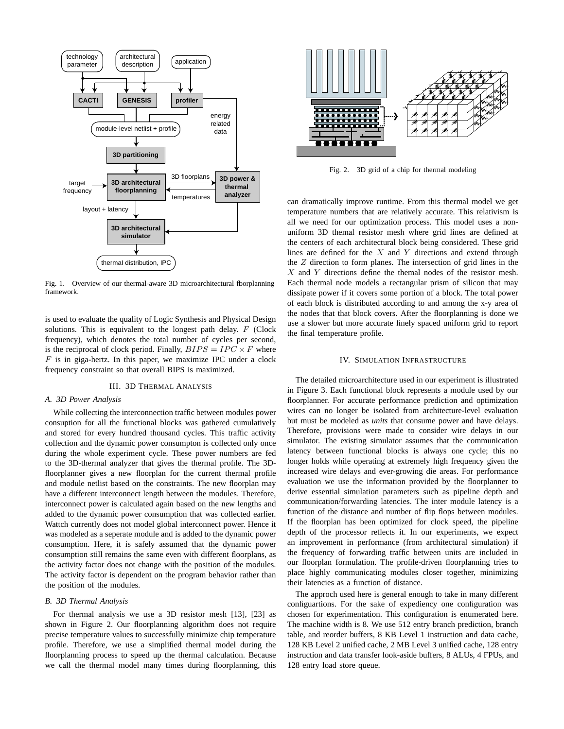Fig. 1. Overview of our thermal-aware 3D microarchitectural floorplanning framework.

is used to evaluate the quality of Logic Synthesis and Physical Design solutions. This is equivalent to the longest path delay. $F$ (Clock frequency), which denotes the total number of cycles per second, is the reciprocal of clock period. Finally, $BIPS = IPC \times F$ where $F$ is in giga-hertz. In this paper, we maximize IPC under a clock frequency constraint so that overall BIPS is maximized.

## III. 3D Thermal Analysis

### A. 3D Power Analysis

While collecting the interconnection traffic between modules power consumption for all the functional blocks was gathered cumulatively and stored for every hundred thousand cycles. This traffic activity collection and the dynamic power consumpton is collected only once during the whole experiment cycle. These power numbers are fed to the 3D-thermal analyzer that gives the thermal profile. The 3D-floorplanner gives a new floorplan for the current thermal profile and module netlist based on the constraints. The new floorplan may have a different interconnect length between the modules. Therefore, interconnect power is calculated again based on the new lengths and added to the dynamic power consumption that was collected earlier. Wattch currently does not model global interconnect power. Hence it was modeled as a seperate module and is added to the dynamic power consumption. Here, it is safely assumed that the dynamic power consumption still remains the same even with different floorplans, as the activity factor does not change with the position of the modules. The activity factor is dependent on the program behavior rather than the position of the modules.

### B. 3D Thermal Analysis

For thermal analysis we use a 3D resistor mesh [13], [23] as shown in Figure 2. Our floorplanning algorithm does not require precise temperature values to successfully minimize chip temperature profile. Therefore, we use a simplified thermal model during the floorplanning process to speed up the thermal calculation. Because we call the thermal model many times during floorplanning, this can dramatically improve runtime. From this thermal model we get temperature numbers that are relatively accurate. This relativism is all we need for our optimization process. This model uses a non-uniform 3D themal resistor mesh where grid lines are defined at the centers of each architectural block being considered. These grid lines are defined for the $X$ and $Y$ directions and extend through the $Z$ direction to form planes. The intersection of grid lines in the $X$ and $Y$ directions define the themal nodes of the resistor mesh. Each thermal node models a rectangular prism of silicon that may dissipate power if it covers some portion of a block. The total power of each block is distributed according to and among the x-y area of the nodes that that block covers. After the floorplanning is done we use a slower but more accurate finely spaced uniform grid to report the final temperature profile.

Fig. 2. 3D grid of a chip for thermal modeling

## IV. Simulation Infrastructure

The detailed microarchitecture used in our experiment is illustrated in Figure 3. Each functional block represents a module used by our floorplanner. For accurate performance prediction and optimization wires can no longer be isolated from architecture-level evaluation but must be modeled as *units* that consume power and have delays. Therefore, provisions were made to consider wire delays in our simulator. The existing simulator assumes that the communication latency between functional blocks is always one cycle; this no longer holds while operating at extremely high frequency given the increased wire delays and ever-growing die areas. For performance evaluation we use the information provided by the floorplanner to derive essential simulation parameters such as pipeline depth and communication/forwarding latencies. The inter module latency is a function of the distance and number of flip flops between modules. If the floorplan has been optimized for clock speed, the pipeline depth of the processor reflects it. In our experiments, we expect an improvement in performance (from architectural simulation) if the frequency of forwarding traffic between units are included in our floorplan formulation. The profile-driven floorplanning tries to place highly communicating modules closer together, minimizing their latencies as a function of distance.

The approch used here is general enough to take in many different configuartions. For the sake of expediency one configuration was chosen for experimentation. This configuration is enumerated here. The machine width is 8. We use 512 entry branch prediction, branch table, and reorder buffers, 8 KB Level 1 instruction and data cache, 128 KB Level 2 unified cache, 2 MB Level 3 unified cache, 128 entry instruction and data transfer look-aside buffers, 8 ALUs, 4 FPUs, and 128 entry load store queue.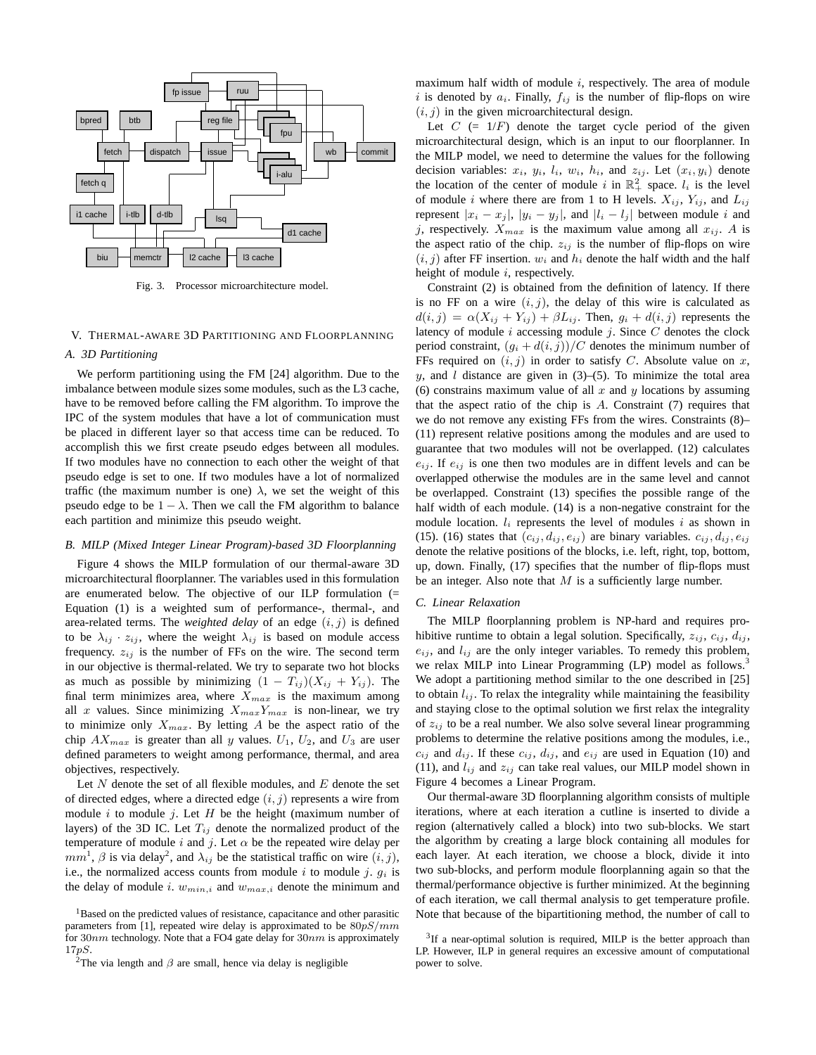Fig. 3. Processor microarchitecture model.

## V. Thermal-aware 3D Partitioning and Floorplanning

### A. 3D Partitioning

We perform partitioning using the FM [24] algorithm. Due to the imbalance between module sizes some modules, such as the L3 cache, have to be removed before calling the FM algorithm. To improve the IPC of the system modules that have a lot of communication must be placed in different layer so that access time can be reduced. To accomplish this we first create pseudo edges between all modules. If two modules have no connection to each other the weight of that pseudo edge is set to one. If two modules have a lot of normalized traffic (the maximum number is one) $\lambda$, we set the weight of this pseudo edge to be $1 - \lambda$. Then we call the FM algorithm to balance each partition and minimize this pseudo weight.

### B. MILP (Mixed Integer Linear Program)-based 3D Floorplanning

Figure 4 shows the MILP formulation of our thermal-aware 3D microarchitectural floorplanner. The variables used in this formulation are enumerated below. The objective of our ILP formulation (= Equation (1) is a weighted sum of performance-, thermal-, and area-related terms. The *weighted delay* of an edge $(i, j)$ is defined to be $\lambda_{ij} \cdot z_{ij}$, where the weight $\lambda_{ij}$ is based on module access frequency. $z_{ij}$ is the number of FFs on the wire. The second term in our objective is thermal-related. We try to separate two hot blocks as much as possible by minimizing $(1 - T_{ij})(X_{ij} + Y_{ij})$. The final term minimizes area, where $X_{max}$ is the maximum among all $x$ values. Since minimizing $X_{max}Y_{max}$ is non-linear, we try to minimize only $X_{max}$. By letting $A$ be the aspect ratio of the chip $AX_{max}$ is greater than all $y$ values. $U_1$, $U_2$, and $U_3$ are user defined parameters to weight among performance, thermal, and area objectives, respectively.

Let $N$ denote the set of all flexible modules, and $E$ denote the set of directed edges, where a directed edge $(i, j)$ represents a wire from module $i$ to module $j$. Let $H$ be the height (maximum number of layers) of the 3D IC. Let $T_{ij}$ denote the normalized product of the temperature of module $i$ and $j$. Let $\alpha$ be the repeated wire delay per $mm$[1], $\beta$ is via delay[2], and $\lambda_{ij}$ be the statistical traffic on wire $(i, j)$, i.e., the normalized access counts from module $i$ to module $j$. $g_i$ is the delay of module $i$. $w_{min,i}$ and $w_{max,i}$ denote the minimum and maximum half width of module $i$, respectively. The area of module $i$ is denoted by $a_i$. Finally, $f_{ij}$ is the number of flip-flops on wire $(i, j)$ in the given microarchitectural design.

Let $C$ (= $1/F$) denote the target cycle period of the given microarchitectural design, which is an input to our floorplanner. In the MILP model, we need to determine the values for the following decision variables: $x_i$, $y_i$, $l_i$, $w_i$, $h_i$, and $z_{ij}$. Let $(x_i, y_i)$ denote the location of the center of module $i$ in $\mathbb{R}_+^2$ space. $l_i$ is the level of module $i$ where there are from 1 to H levels. $X_{ij}$, $Y_{ij}$, and $L_{ij}$ represent $|x_i - x_j|$, $|y_i - y_j|$, and $|l_i - l_j|$ between module $i$ and $j$, respectively. $X_{max}$ is the maximum value among all $x_{ij}$. $A$ is the aspect ratio of the chip. $z_{ij}$ is the number of flip-flops on wire $(i, j)$ after FF insertion. $w_i$ and $h_i$ denote the half width and the half height of module $i$, respectively.

Constraint (2) is obtained from the definition of latency. If there is no FF on a wire $(i, j)$, the delay of this wire is calculated as $d(i, j) = \alpha(X_{ij} + Y_{ij}) + \beta L_{ij}$. Then, $g_i + d(i, j)$ represents the latency of module $i$ accessing module $j$. Since $C$ denotes the clock period constraint, $(g_i + d(i, j))/C$ denotes the minimum number of FFs required on $(i, j)$ in order to satisfy $C$. Absolute value on $x$, $y$, and $l$ distance are given in (3)–(5). To minimize the total area (6) constrains maximum value of all $x$ and $y$ locations by assuming that the aspect ratio of the chip is $A$. Constraint (7) requires that we do not remove any existing FFs from the wires. Constraints (8)–(11) represent relative positions among the modules and are used to guarantee that two modules will not be overlapped. (12) calculates $e_{ij}$. If $e_{ij}$ is one then two modules are in diffent levels and can be overlapped otherwise the modules are in the same level and cannot be overlapped. Constraint (13) specifies the possible range of the half width of each module. (14) is a non-negative constraint for the module location. $l_i$ represents the level of modules $i$ as shown in (15). (16) states that $(c_{ij}, d_{ij}, e_{ij})$ are binary variables. $c_{ij}, d_{ij}, e_{ij}$ denote the relative positions of the blocks, i.e. left, right, top, bottom, up, down. Finally, (17) specifies that the number of flip-flops must be an integer. Also note that $M$ is a sufficiently large number.

### C. Linear Relaxation

The MILP floorplanning problem is NP-hard and requires prohibitive runtime to obtain a legal solution. Specifically, $z_{ij}$, $c_{ij}$, $d_{ij}$, $e_{ij}$, and $l_{ij}$ are the only integer variables. To remedy this problem, we relax MILP into Linear Programming (LP) model as follows.[3] We adopt a partitioning method similar to the one described in [25] to obtain $l_{ij}$. To relax the integrality while maintaining the feasibility and staying close to the optimal solution we first relax the integrality of $z_{ij}$ to be a real number. We also solve several linear programming problems to determine the relative positions among the modules, i.e., $c_{ij}$ and $d_{ij}$. If these $c_{ij}$, $d_{ij}$, and $e_{ij}$ are used in Equation (10) and (11), and $l_{ij}$ and $z_{ij}$ can take real values, our MILP model shown in Figure 4 becomes a Linear Program.

Our thermal-aware 3D floorplanning algorithm consists of multiple iterations, where at each iteration a cutline is inserted to divide a region (alternatively called a block) into two sub-blocks. We start the algorithm by creating a large block containing all modules for each layer. At each iteration, we choose a block, divide it into two sub-blocks, and perform module floorplanning again so that the thermal/performance objective is further minimized. At the beginning of each iteration, we call thermal analysis to get temperature profile. Note that because of the bipartitioning method, the number of call to

[1] Based on the predicted values of resistance, capacitance and other parasitic parameters from [1], repeated wire delay is approximated to be $80pS/mm$ for $30nm$ technology. Note that a FO4 gate delay for $30nm$ is approximately $17pS$.

[2] The via length and $\beta$ are small, hence via delay is negligible

[3] If a near-optimal solution is required, MILP is the better approach than LP. However, ILP in general requires an excessive amount of computational power to solve.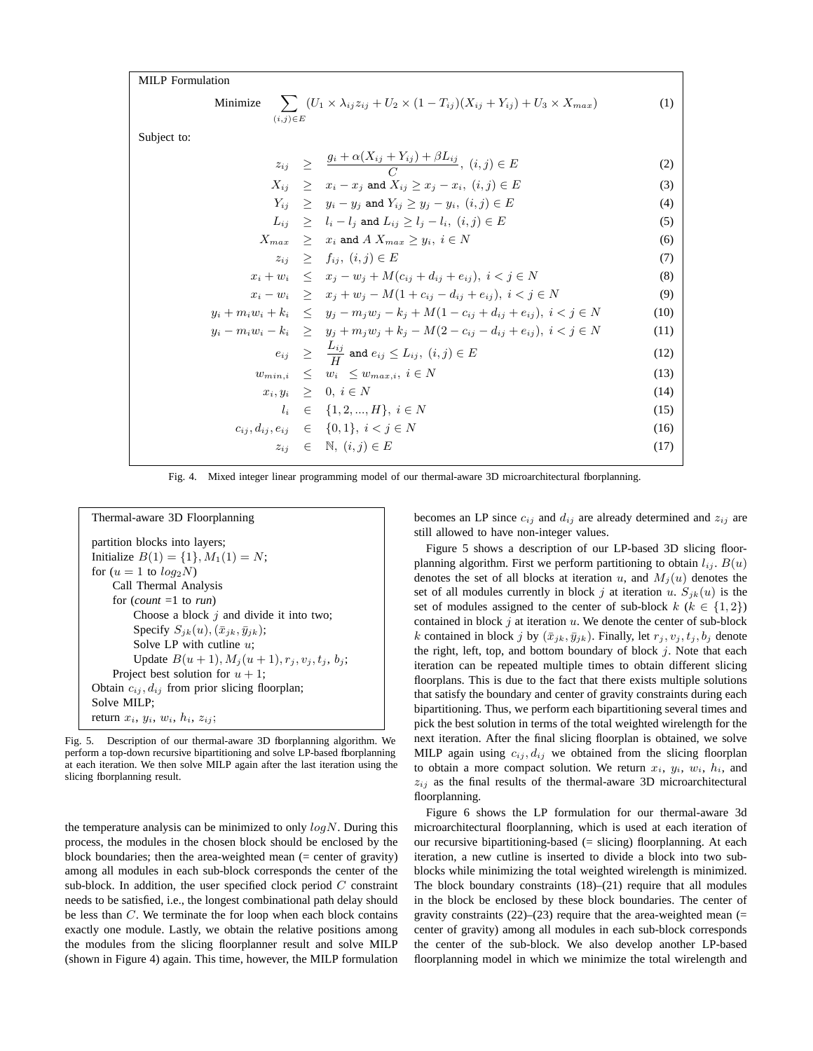MILP Formulation

$$\text{Minimize} \quad \sum_{(i,j)\in E} (U_1 \times \lambda_{ij} z_{ij} + U_2 \times (1 - T_{ij})(X_{ij} + Y_{ij}) + U_3 \times X_{max}) \tag{1}$$

Subject to:

$$z_{ij} \geq \frac{g_i + \alpha(X_{ij} + Y_{ij}) + \beta L_{ij}}{C}, \ (i,j) \in E \tag{2}$$

$$X_{ij} \geq x_i - x_j \text{ and } X_{ij} \geq x_j - x_i, \ (i,j) \in E \tag{3}$$

$$Y_{ij} \geq y_i - y_j \text{ and } Y_{ij} \geq y_j - y_i, \ (i,j) \in E \tag{4}$$

$$L_{ij} \geq l_i - l_j \text{ and } L_{ij} \geq l_j - l_i, \ (i,j) \in E \tag{5}$$

$$X_{max} \geq x_i \text{ and } A \ X_{max} \geq y_i, \ i \in N \tag{6}$$

$$z_{ij} \geq f_{ij}, \ (i,j) \in E \tag{7}$$

$$x_i + w_i \leq x_j - w_j + M(c_{ij} + d_{ij} + e_{ij}), \ i < j \in N \tag{8}$$

$$x_i - w_i \geq x_j + w_j - M(1 + c_{ij} - d_{ij} + e_{ij}), \ i < j \in N \tag{9}$$

$$y_i + m_i w_i + k_i \leq y_j - m_j w_j - k_j + M(1 - c_{ij} + d_{ij} + e_{ij}), \ i < j \in N \tag{10}$$

$$y_i - m_i w_i - k_i \geq y_j + m_j w_j + k_j - M(2 - c_{ij} - d_{ij} + e_{ij}), \ i < j \in N \tag{11}$$

$$e_{ij} \geq \frac{L_{ij}}{H} \text{ and } e_{ij} \leq L_{ij}, \ (i,j) \in E \tag{12}$$

$$w_{min,i} \leq w_i \leq w_{max,i}, \ i \in N \tag{13}$$

$$x_i, y_i \geq 0, \ i \in N \tag{14}$$

$$l_i \in \{1, 2, ..., H\}, \ i \in N \tag{15}$$

$$c_{ij}, d_{ij}, e_{ij} \in \{0, 1\}, \ i < j \in N \tag{16}$$

$$z_{ij} \in \mathbb{N}, \ (i,j) \in E \tag{17}$$

Fig. 4. Mixed integer linear programming model of our thermal-aware 3D microarchitectural floorplanning.

```
Thermal-aware 3D Floorplanning

partition blocks into layers;
Initialize B(1) = {1}, M_1(1) = N;
for (u = 1 to log_2 N)
    Call Thermal Analysis
    for (count =1 to run)
        Choose a block j and divide it into two;
        Specify S_jk(u), (x̄_jk, ȳ_jk);
        Solve LP with cutline u;
        Update B(u+1), M_j(u+1), r_j, v_j, t_j, b_j;
    Project best solution for u+1;
Obtain c_ij, d_ij from prior slicing floorplan;
Solve MILP;
return x_i, y_i, w_i, h_i, z_ij;
```

Fig. 5. Description of our thermal-aware 3D floorplanning algorithm. We perform a top-down recursive bipartitioning and solve LP-based floorplanning at each iteration. We then solve MILP again after the last iteration using the slicing floorplanning result.

the temperature analysis can be minimized to only $logN$. During this process, the modules in the chosen block should be enclosed by the block boundaries; then the area-weighted mean (= center of gravity) among all modules in each sub-block corresponds the center of the sub-block. In addition, the user specified clock period $C$ constraint needs to be satisfied, i.e., the longest combinational path delay should be less than $C$. We terminate the for loop when each block contains exactly one module. Lastly, we obtain the relative positions among the modules from the slicing floorplanner result and solve MILP (shown in Figure 4) again. This time, however, the MILP formulation becomes an LP since $c_{ij}$ and $d_{ij}$ are already determined and $z_{ij}$ are still allowed to have non-integer values.

Figure 5 shows a description of our LP-based 3D slicing floorplanning algorithm. First we perform partitioning to obtain $l_{ij}$. $B(u)$ denotes the set of all blocks at iteration $u$, and $M_j(u)$ denotes the set of all modules currently in block $j$ at iteration $u$. $S_{jk}(u)$ is the set of modules assigned to the center of sub-block $k$ ($k \in \{1, 2\}$) contained in block $j$ at iteration $u$. We denote the center of sub-block $k$ contained in block $j$ by $(\bar{x}_{jk}, \bar{y}_{jk})$. Finally, let $r_j, v_j, t_j, b_j$ denote the right, left, top, and bottom boundary of block $j$. Note that each iteration can be repeated multiple times to obtain different slicing floorplans. This is due to the fact that there exists multiple solutions that satisfy the boundary and center of gravity constraints during each bipartitioning. Thus, we perform each bipartitioning several times and pick the best solution in terms of the total weighted wirelength for the next iteration. After the final slicing floorplan is obtained, we solve MILP again using $c_{ij}, d_{ij}$ we obtained from the slicing floorplan to obtain a more compact solution. We return $x_i$, $y_i$, $w_i$, $h_i$, and $z_{ij}$ as the final results of the thermal-aware 3D microarchitectural floorplanning.

Figure 6 shows the LP formulation for our thermal-aware 3d microarchitectural floorplanning, which is used at each iteration of our recursive bipartitioning-based (= slicing) floorplanning. At each iteration, a new cutline is inserted to divide a block into two sub-blocks while minimizing the total weighted wirelength is minimized. The block boundary constraints (18)–(21) require that all modules in the block be enclosed by these block boundaries. The center of gravity constraints (22)–(23) require that the area-weighted mean (= center of gravity) among all modules in each sub-block corresponds the center of the sub-block. We also develop another LP-based floorplanning model in which we minimize the total wirelength and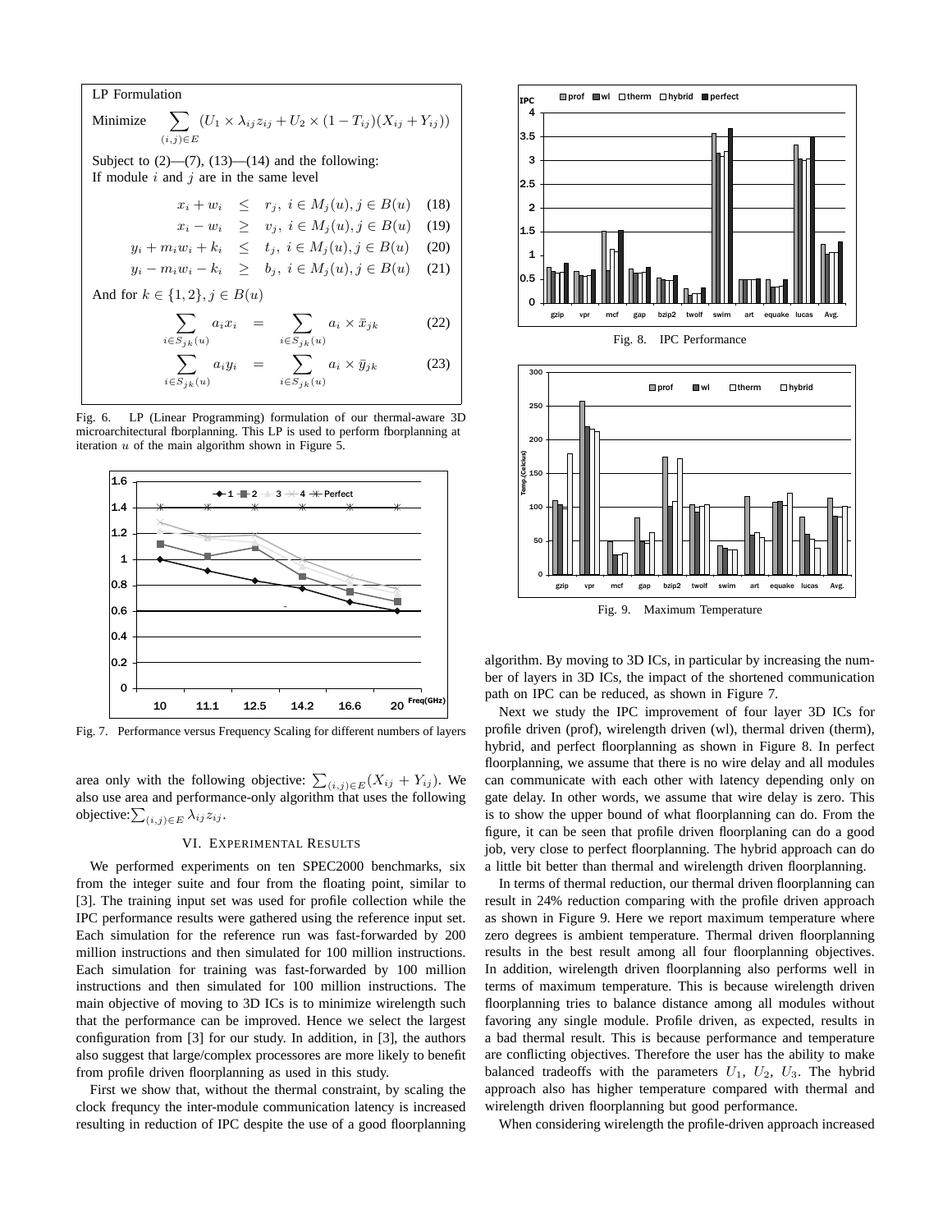LP Formulation

Minimize $\sum_{(i,j)\in E} (U_1 \times \lambda_{ij} z_{ij} + U_2 \times (1 - T_{ij})(X_{ij} + Y_{ij}))$

Subject to (2)—(7), (13)—(14) and the following:
If module $i$ and $j$ are in the same level

$$x_i + w_i \leq r_j,\ i \in M_j(u), j \in B(u) \quad (18)$$

$$x_i - w_i \geq v_j,\ i \in M_j(u), j \in B(u) \quad (19)$$

$$y_i + m_i w_i + k_i \leq t_j,\ i \in M_j(u), j \in B(u) \quad (20)$$

$$y_i - m_i w_i - k_i \geq b_j,\ i \in M_j(u), j \in B(u) \quad (21)$$

And for $k \in \{1, 2\}, j \in B(u)$

$$\sum_{i \in S_{jk}(u)} a_i x_i = \sum_{i \in S_{jk}(u)} a_i \times \bar{x}_{jk} \quad (22)$$

$$\sum_{i \in S_{jk}(u)} a_i y_i = \sum_{i \in S_{jk}(u)} a_i \times \bar{y}_{jk} \quad (23)$$

Fig. 6. LP (Linear Programming) formulation of our thermal-aware 3D microarchitectural floorplanning. This LP is used to perform floorplanning at iteration $u$ of the main algorithm shown in Figure 5.

Fig. 7. Performance versus Frequency Scaling for different numbers of layers

area only with the following objective: $\sum_{(i,j)\in E}(X_{ij} + Y_{ij})$. We also use area and performance-only algorithm that uses the following objective:$\sum_{(i,j)\in E} \lambda_{ij} z_{ij}$.

## VI. Experimental Results

We performed experiments on ten SPEC2000 benchmarks, six from the integer suite and four from the floating point, similar to [3]. The training input set was used for profile collection while the IPC performance results were gathered using the reference input set. Each simulation for the reference run was fast-forwarded by 200 million instructions and then simulated for 100 million instructions. Each simulation for training was fast-forwarded by 100 million instructions and then simulated for 100 million instructions. The main objective of moving to 3D ICs is to minimize wirelength such that the performance can be improved. Hence we select the largest configuration from [3] for our study. In addition, in [3], the authors also suggest that large/complex processores are more likely to benefit from profile driven floorplanning as used in this study.

First we show that, without the thermal constraint, by scaling the clock frequncy the inter-module communication latency is increased resulting in reduction of IPC despite the use of a good floorplanning algorithm. By moving to 3D ICs, in particular by increasing the number of layers in 3D ICs, the impact of the shortened communication path on IPC can be reduced, as shown in Figure 7.

Fig. 8. IPC Performance

Fig. 9. Maximum Temperature

Next we study the IPC improvement of four layer 3D ICs for profile driven (prof), wirelength driven (wl), thermal driven (therm), hybrid, and perfect floorplanning as shown in Figure 8. In perfect floorplanning, we assume that there is no wire delay and all modules can communicate with each other with latency depending only on gate delay. In other words, we assume that wire delay is zero. This is to show the upper bound of what floorplanning can do. From the figure, it can be seen that profile driven floorplaning can do a good job, very close to perfect floorplanning. The hybrid approach can do a little bit better than thermal and wirelength driven floorplanning.

In terms of thermal reduction, our thermal driven floorplanning can result in 24% reduction comparing with the profile driven approach as shown in Figure 9. Here we report maximum temperature where zero degrees is ambient temperature. Thermal driven floorplanning results in the best result among all four floorplanning objectives. In addition, wirelength driven floorplanning also performs well in terms of maximum temperature. This is because wirelength driven floorplanning tries to balance distance among all modules without favoring any single module. Profile driven, as expected, results in a bad thermal result. This is because performance and temperature are conflicting objectives. Therefore the user has the ability to make balanced tradeoffs with the parameters $U_1$, $U_2$, $U_3$. The hybrid approach also has higher temperature compared with thermal and wirelength driven floorplanning but good performance.

When considering wirelength the profile-driven approach increased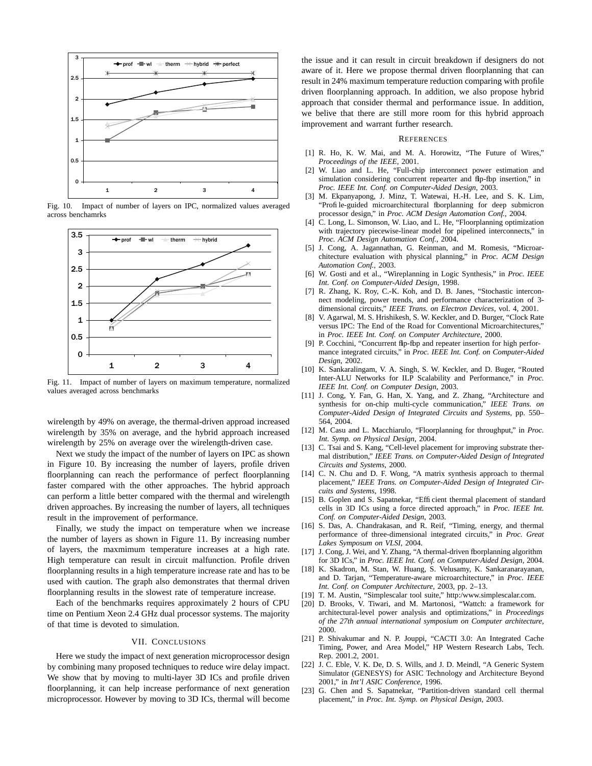Fig. 10. Impact of number of layers on IPC, normalized values averaged across benchamrks

Fig. 11. Impact of number of layers on maximum temperature, normalized values averaged across benchmarks

wirelength by 49% on average, the thermal-driven approad increased wirelength by 35% on average, and the hybrid approach increased wirelength by 25% on average over the wirelength-driven case.

Next we study the impact of the number of layers on IPC as shown in Figure 10. By increasing the number of layers, profile driven floorplanning can reach the performance of perfect floorplanning faster compared with the other approaches. The hybrid approach can perform a little better compared with the thermal and wirelength driven approaches. By increasing the number of layers, all techniques result in the improvement of performance.

Finally, we study the impact on temperature when we increase the number of layers as shown in Figure 11. By increasing number of layers, the maxmimum temperature increases at a high rate. High temperature can result in circuit malfunction. Profile driven floorplanning results in a high temperature increase rate and has to be used with caution. The graph also demonstrates that thermal driven floorplanning results in the slowest rate of temperature increase.

Each of the benchmarks requires approximately 2 hours of CPU time on Pentium Xeon 2.4 GHz dual processor systems. The majority of that time is devoted to simulation.

## VII. Conclusions

Here we study the impact of next generation microprocessor design by combining many proposed techniques to reduce wire delay impact. We show that by moving to multi-layer 3D ICs and profile driven floorplanning, it can help increase performance of next generation microprocessor. However by moving to 3D ICs, thermal will become the issue and it can result in circuit breakdown if designers do not aware of it. Here we propose thermal driven floorplanning that can result in 24% maximum temperature reduction comparing with profile driven floorplanning approach. In addition, we also propose hybrid approach that consider thermal and performance issue. In addition, we belive that there are still more room for this hybrid approach improvement and warrant further research.

## References

[1] R. Ho, K. W. Mai, and M. A. Horowitz, "The Future of Wires," *Proceedings of the IEEE*, 2001.

[2] W. Liao and L. He, "Full-chip interconnect power estimation and simulation considering concurrent repearter and flip-flop insertion," in *Proc. IEEE Int. Conf. on Computer-Aided Design*, 2003.

[3] M. Ekpanyapong, J. Minz, T. Watewai, H.-H. Lee, and S. K. Lim, "Profile-guided microarchitectural floorplanning for deep submicron processor design," in *Proc. ACM Design Automation Conf.*, 2004.

[4] C. Long, L. Simonson, W. Liao, and L. He, "Floorplanning optimization with trajectory piecewise-linear model for pipelined interconnects," in *Proc. ACM Design Automation Conf.*, 2004.

[5] J. Cong, A. Jagannathan, G. Reinman, and M. Romesis, "Microarchitecture evaluation with physical planning," in *Proc. ACM Design Automation Conf.*, 2003.

[6] W. Gosti and et al., "Wireplanning in Logic Synthesis," in *Proc. IEEE Int. Conf. on Computer-Aided Design*, 1998.

[7] R. Zhang, K. Roy, C.-K. Koh, and D. B. Janes, "Stochastic interconnect modeling, power trends, and performance characterization of 3-dimensional circuits," *IEEE Trans. on Electron Devices*, vol. 4, 2001.

[8] V. Agarwal, M. S. Hrishikesh, S. W. Keckler, and D. Burger, "Clock Rate versus IPC: The End of the Road for Conventional Microarchitectures," in *Proc. IEEE Int. Conf. on Computer Architecture*, 2000.

[9] P. Cocchini, "Concurrent flip-flop and repeater insertion for high performance integrated circuits," in *Proc. IEEE Int. Conf. on Computer-Aided Design*, 2002.

[10] K. Sankaralingam, V. A. Singh, S. W. Keckler, and D. Buger, "Routed Inter-ALU Networks for ILP Scalability and Performance," in *Proc. IEEE Int. Conf. on Computer Design*, 2003.

[11] J. Cong, Y. Fan, G. Han, X. Yang, and Z. Zhang, "Architecture and synthesis for on-chip multi-cycle communication," *IEEE Trans. on Computer-Aided Design of Integrated Circuits and Systems*, pp. 550–564, 2004.

[12] M. Casu and L. Macchiarulo, "Floorplanning for throughput," in *Proc. Int. Symp. on Physical Design*, 2004.

[13] C. Tsai and S. Kang, "Cell-level placement for improving substrate thermal distribution," *IEEE Trans. on Computer-Aided Design of Integrated Circuits and Systems*, 2000.

[14] C. N. Chu and D. F. Wong, "A matrix synthesis approach to thermal placement," *IEEE Trans. on Computer-Aided Design of Integrated Circuits and Systems*, 1998.

[15] B. Goplen and S. Sapatnekar, "Efficient thermal placement of standard cells in 3D ICs using a force directed approach," in *Proc. IEEE Int. Conf. on Computer-Aided Design*, 2003.

[16] S. Das, A. Chandrakasan, and R. Reif, "Timing, energy, and thermal performance of three-dimensional integrated circuits," in *Proc. Great Lakes Symposum on VLSI*, 2004.

[17] J. Cong, J. Wei, and Y. Zhang, "A thermal-driven floorplanning algorithm for 3D ICs," in *Proc. IEEE Int. Conf. on Computer-Aided Design*, 2004.

[18] K. Skadron, M. Stan, W. Huang, S. Velusamy, K. Sankaranarayanan, and D. Tarjan, "Temperature-aware microarchitecture," in *Proc. IEEE Int. Conf. on Computer Architecture*, 2003, pp. 2–13.

[19] T. M. Austin, "Simplescalar tool suite," http:/www.simplescalar.com.

[20] D. Brooks, V. Tiwari, and M. Martonosi, "Wattch: a framework for architectural-level power analysis and optimizations," in *Proceedings of the 27th annual international symposium on Computer architecture*, 2000.

[21] P. Shivakumar and N. P. Jouppi, "CACTI 3.0: An Integrated Cache Timing, Power, and Area Model," HP Western Research Labs, Tech. Rep. 2001.2, 2001.

[22] J. C. Eble, V. K. De, D. S. Wills, and J. D. Meindl, "A Generic System Simulator (GENESYS) for ASIC Technology and Architecture Beyond 2001," in *Int'l ASIC Conference*, 1996.

[23] G. Chen and S. Sapatnekar, "Partition-driven standard cell thermal placement," in *Proc. Int. Symp. on Physical Design*, 2003.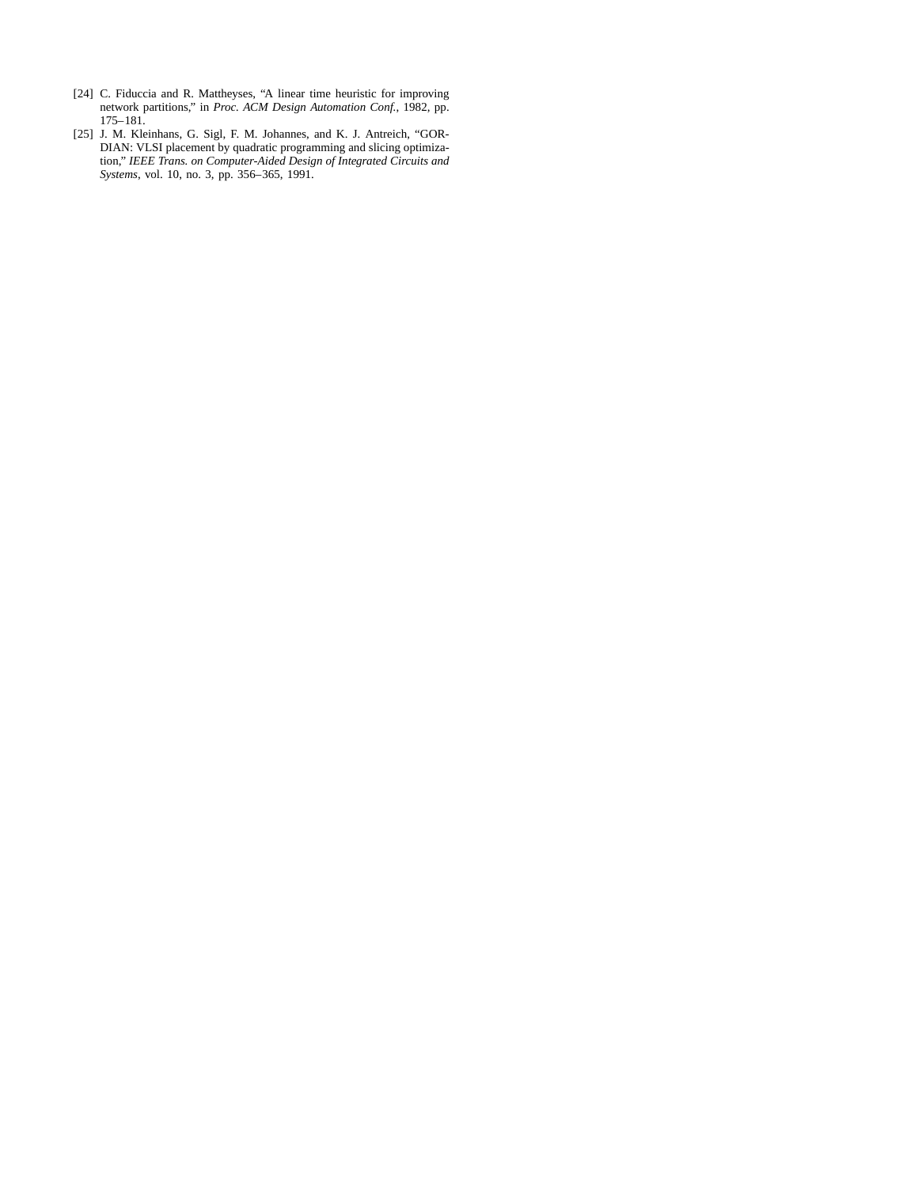[24] C. Fiduccia and R. Mattheyses, "A linear time heuristic for improving network partitions," in *Proc. ACM Design Automation Conf.*, 1982, pp. 175–181.

[25] J. M. Kleinhans, G. Sigl, F. M. Johannes, and K. J. Antreich, "GORDIAN: VLSI placement by quadratic programming and slicing optimization," *IEEE Trans. on Computer-Aided Design of Integrated Circuits and Systems*, vol. 10, no. 3, pp. 356–365, 1991.